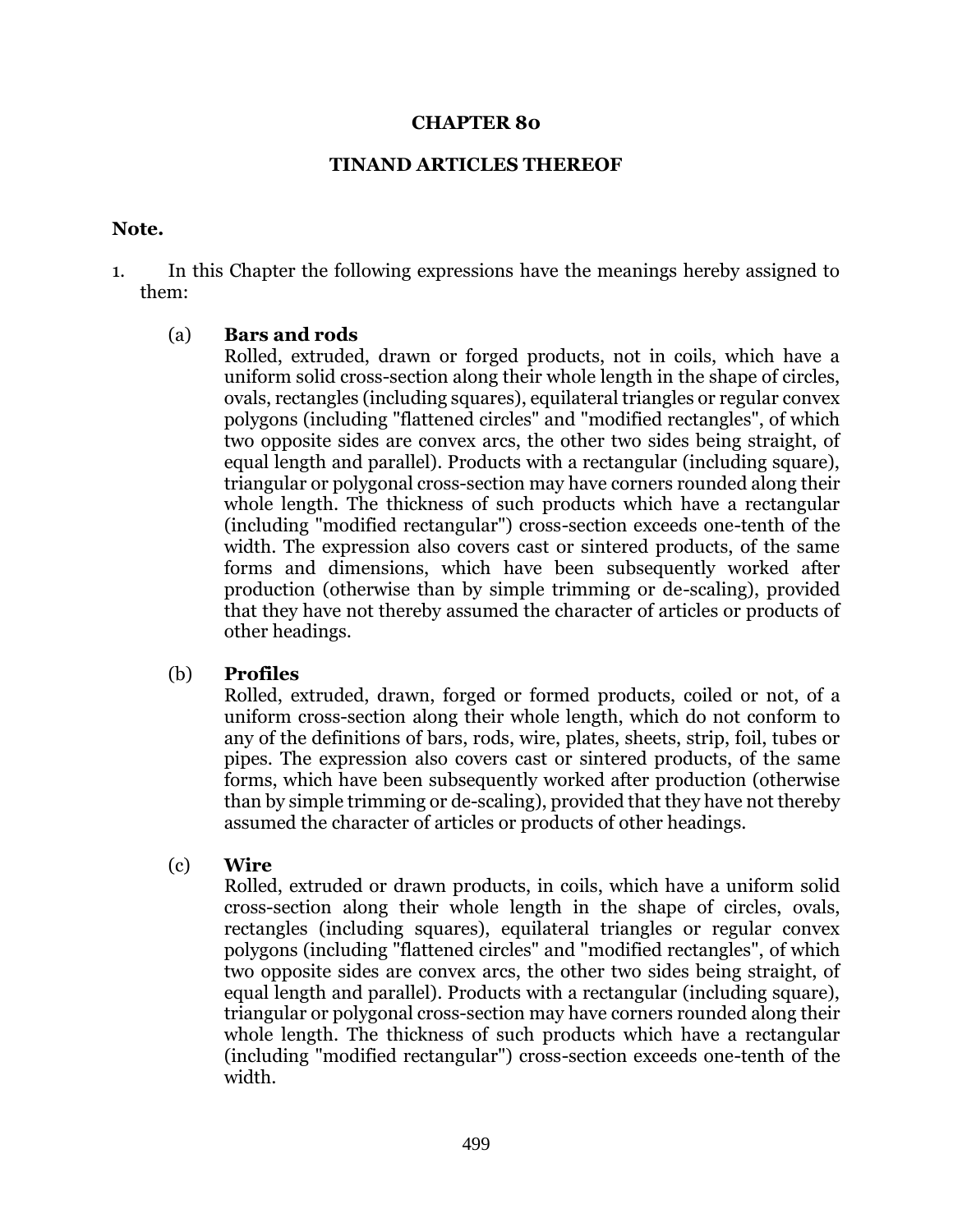# CHAPTER 80

## TINAND ARTICLES THEREOF

**Note.**

1. In this Chapter the following expressions have the meanings hereby assigned to them:

   (a) **Bars and rods**
   Rolled, extruded, drawn or forged products, not in coils, which have a uniform solid cross-section along their whole length in the shape of circles, ovals, rectangles (including squares), equilateral triangles or regular convex polygons (including "flattened circles" and "modified rectangles", of which two opposite sides are convex arcs, the other two sides being straight, of equal length and parallel). Products with a rectangular (including square), triangular or polygonal cross-section may have corners rounded along their whole length. The thickness of such products which have a rectangular (including "modified rectangular") cross-section exceeds one-tenth of the width. The expression also covers cast or sintered products, of the same forms and dimensions, which have been subsequently worked after production (otherwise than by simple trimming or de-scaling), provided that they have not thereby assumed the character of articles or products of other headings.

   (b) **Profiles**
   Rolled, extruded, drawn, forged or formed products, coiled or not, of a uniform cross-section along their whole length, which do not conform to any of the definitions of bars, rods, wire, plates, sheets, strip, foil, tubes or pipes. The expression also covers cast or sintered products, of the same forms, which have been subsequently worked after production (otherwise than by simple trimming or de-scaling), provided that they have not thereby assumed the character of articles or products of other headings.

   (c) **Wire**
   Rolled, extruded or drawn products, in coils, which have a uniform solid cross-section along their whole length in the shape of circles, ovals, rectangles (including squares), equilateral triangles or regular convex polygons (including "flattened circles" and "modified rectangles", of which two opposite sides are convex arcs, the other two sides being straight, of equal length and parallel). Products with a rectangular (including square), triangular or polygonal cross-section may have corners rounded along their whole length. The thickness of such products which have a rectangular (including "modified rectangular") cross-section exceeds one-tenth of the width.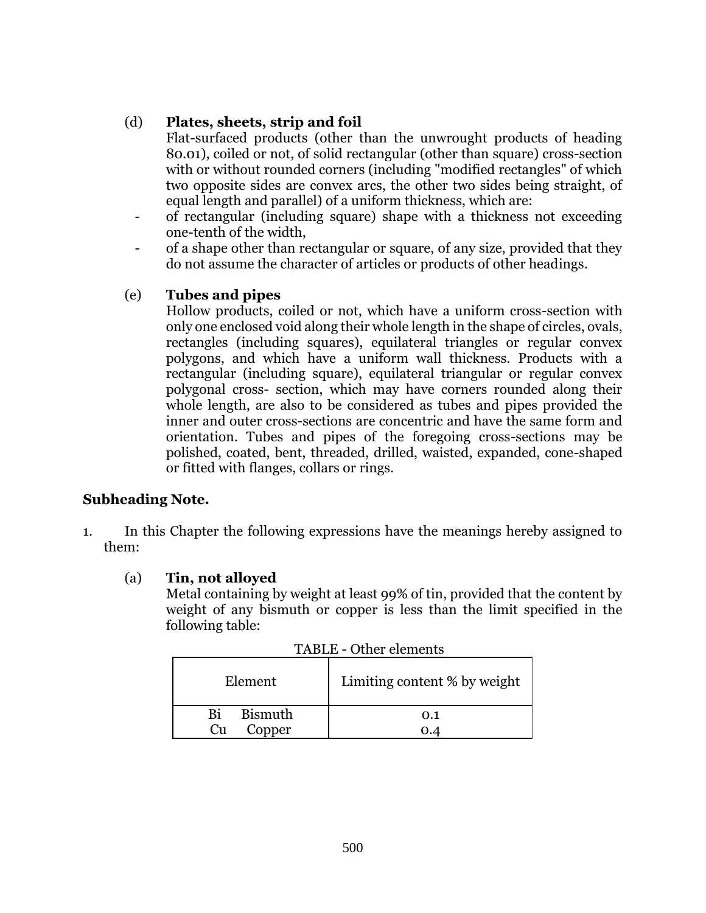(d) **Plates, sheets, strip and foil**

Flat-surfaced products (other than the unwrought products of heading 80.01), coiled or not, of solid rectangular (other than square) cross-section with or without rounded corners (including "modified rectangles" of which two opposite sides are convex arcs, the other two sides being straight, of equal length and parallel) of a uniform thickness, which are:

- of rectangular (including square) shape with a thickness not exceeding one-tenth of the width,
- of a shape other than rectangular or square, of any size, provided that they do not assume the character of articles or products of other headings.

(e) **Tubes and pipes**

Hollow products, coiled or not, which have a uniform cross-section with only one enclosed void along their whole length in the shape of circles, ovals, rectangles (including squares), equilateral triangles or regular convex polygons, and which have a uniform wall thickness. Products with a rectangular (including square), equilateral triangular or regular convex polygonal cross- section, which may have corners rounded along their whole length, are also to be considered as tubes and pipes provided the inner and outer cross-sections are concentric and have the same form and orientation. Tubes and pipes of the foregoing cross-sections may be polished, coated, bent, threaded, drilled, waisted, expanded, cone-shaped or fitted with flanges, collars or rings.

**Subheading Note.**

1. In this Chapter the following expressions have the meanings hereby assigned to them:

(a) **Tin, not alloyed**

Metal containing by weight at least 99% of tin, provided that the content by weight of any bismuth or copper is less than the limit specified in the following table:

TABLE - Other elements

| Element | Limiting content % by weight |
|---|---|
| Bi Bismuth | 0.1 |
| Cu Copper | 0.4 |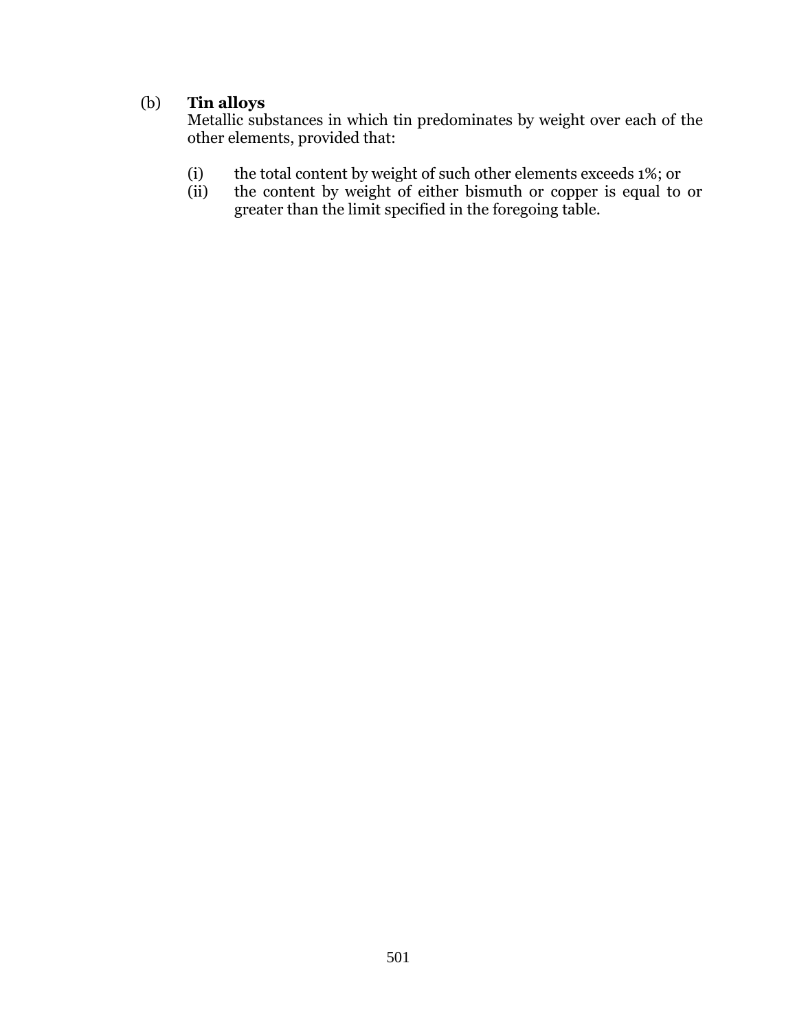(b) **Tin alloys**

Metallic substances in which tin predominates by weight over each of the other elements, provided that:

(i) the total content by weight of such other elements exceeds 1%; or

(ii) the content by weight of either bismuth or copper is equal to or greater than the limit specified in the foregoing table.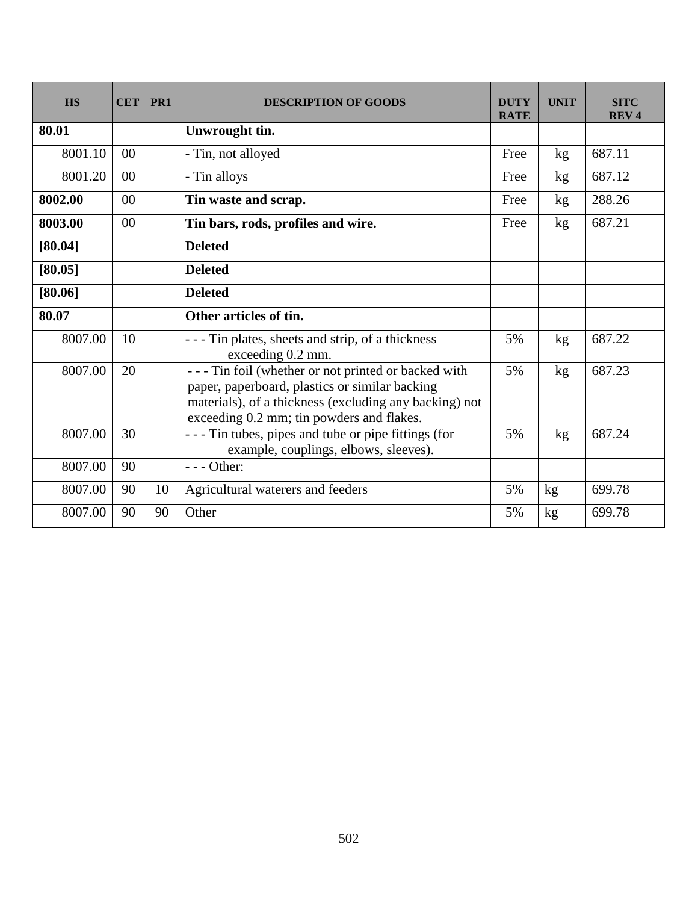| HS | CET | PR1 | DESCRIPTION OF GOODS | DUTY RATE | UNIT | SITC REV 4 |
|---|---|---|---|---|---|---|
| **80.01** | | | **Unwrought tin.** | | | |
| 8001.10 | 00 | | - Tin, not alloyed | Free | kg | 687.11 |
| 8001.20 | 00 | | - Tin alloys | Free | kg | 687.12 |
| **8002.00** | 00 | | **Tin waste and scrap.** | Free | kg | 288.26 |
| **8003.00** | 00 | | **Tin bars, rods, profiles and wire.** | Free | kg | 687.21 |
| **[80.04]** | | | **Deleted** | | | |
| **[80.05]** | | | **Deleted** | | | |
| **[80.06]** | | | **Deleted** | | | |
| **80.07** | | | **Other articles of tin.** | | | |
| 8007.00 | 10 | | - - - Tin plates, sheets and strip, of a thickness exceeding 0.2 mm. | 5% | kg | 687.22 |
| 8007.00 | 20 | | - - - Tin foil (whether or not printed or backed with paper, paperboard, plastics or similar backing materials), of a thickness (excluding any backing) not exceeding 0.2 mm; tin powders and flakes. | 5% | kg | 687.23 |
| 8007.00 | 30 | | - - - Tin tubes, pipes and tube or pipe fittings (for example, couplings, elbows, sleeves). | 5% | kg | 687.24 |
| 8007.00 | 90 | | - - - Other: | | | |
| 8007.00 | 90 | 10 | Agricultural waterers and feeders | 5% | kg | 699.78 |
| 8007.00 | 90 | 90 | Other | 5% | kg | 699.78 |